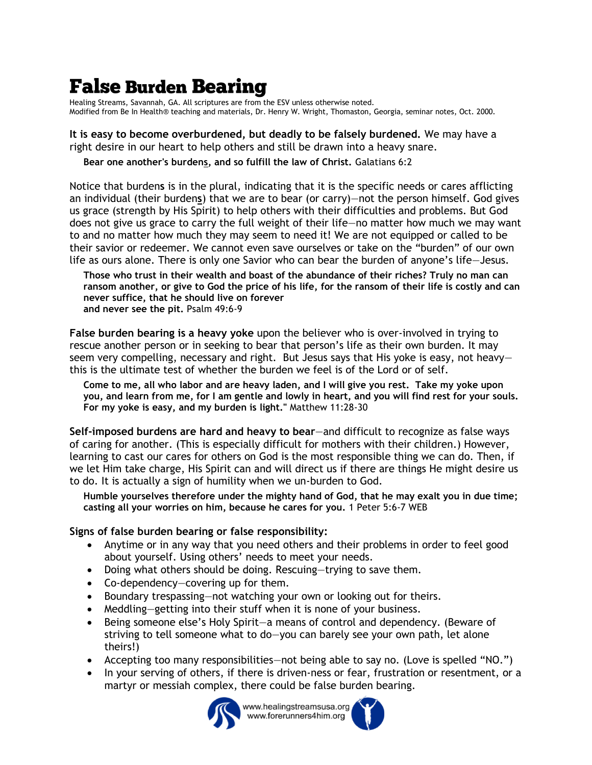# False Burden Bearing

Healing Streams, Savannah, GA. All scriptures are from the ESV unless otherwise noted.
Modified from Be In Health® teaching and materials, Dr. Henry W. Wright, Thomaston, Georgia, seminar notes, Oct. 2000.

**It is easy to become overburdened, but deadly to be falsely burdened.** We may have a right desire in our heart to help others and still be drawn into a heavy snare.

> **Bear one another's burdens, and so fulfill the law of Christ.** Galatians 6:2

Notice that burdens is in the plural, indicating that it is the specific needs or cares afflicting an individual (their burdens) that we are to bear (or carry)—not the person himself. God gives us grace (strength by His Spirit) to help others with their difficulties and problems. But God does not give us grace to carry the full weight of their life—no matter how much we may want to and no matter how much they may seem to need it! We are not equipped or called to be their savior or redeemer. We cannot even save ourselves or take on the "burden" of our own life as ours alone. There is only one Savior who can bear the burden of anyone's life—Jesus.

> **Those who trust in their wealth and boast of the abundance of their riches? Truly no man can ransom another, or give to God the price of his life, for the ransom of their life is costly and can never suffice, that he should live on forever and never see the pit.** Psalm 49:6-9

**False burden bearing is a heavy yoke** upon the believer who is over-involved in trying to rescue another person or in seeking to bear that person's life as their own burden. It may seem very compelling, necessary and right. But Jesus says that His yoke is easy, not heavy—this is the ultimate test of whether the burden we feel is of the Lord or of self.

> **Come to me, all who labor and are heavy laden, and I will give you rest. Take my yoke upon you, and learn from me, for I am gentle and lowly in heart, and you will find rest for your souls. For my yoke is easy, and my burden is light."** Matthew 11:28-30

**Self-imposed burdens are hard and heavy to bear**—and difficult to recognize as false ways of caring for another. (This is especially difficult for mothers with their children.) However, learning to cast our cares for others on God is the most responsible thing we can do. Then, if we let Him take charge, His Spirit can and will direct us if there are things He might desire us to do. It is actually a sign of humility when we un-burden to God.

> **Humble yourselves therefore under the mighty hand of God, that he may exalt you in due time; casting all your worries on him, because he cares for you.** 1 Peter 5:6-7 WEB

**Signs of false burden bearing or false responsibility:**

- Anytime or in any way that you need others and their problems in order to feel good about yourself. Using others' needs to meet your needs.
- Doing what others should be doing. Rescuing—trying to save them.
- Co-dependency—covering up for them.
- Boundary trespassing—not watching your own or looking out for theirs.
- Meddling—getting into their stuff when it is none of your business.
- Being someone else's Holy Spirit—a means of control and dependency. (Beware of striving to tell someone what to do—you can barely see your own path, let alone theirs!)
- Accepting too many responsibilities—not being able to say no. (Love is spelled "NO.")
- In your serving of others, if there is driven-ness or fear, frustration or resentment, or a martyr or messiah complex, there could be false burden bearing.

www.healingstreamsusa.org
www.forerunners4him.org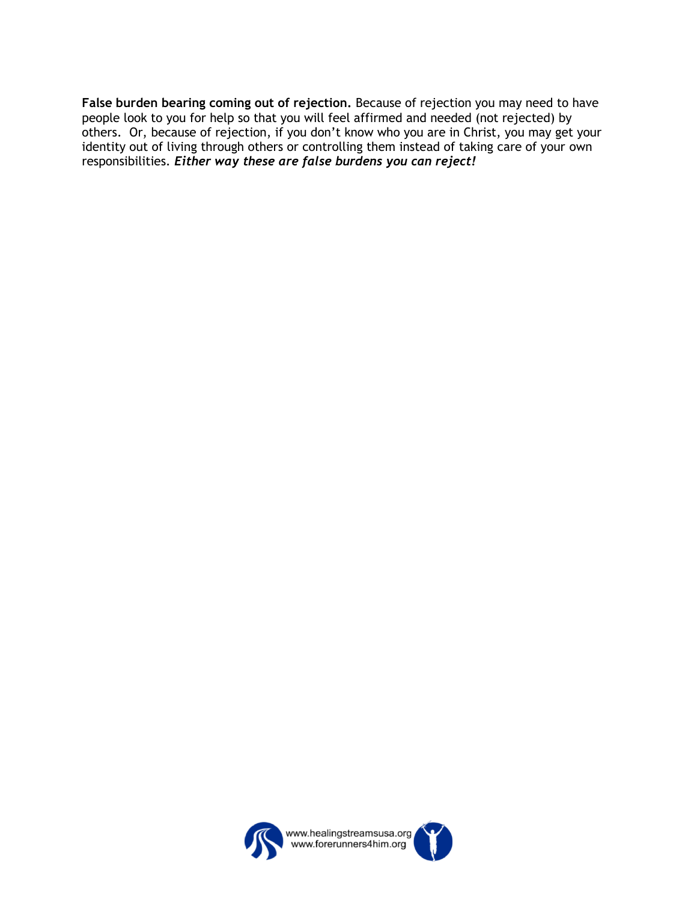**False burden bearing coming out of rejection.** Because of rejection you may need to have people look to you for help so that you will feel affirmed and needed (not rejected) by others. Or, because of rejection, if you don't know who you are in Christ, you may get your identity out of living through others or controlling them instead of taking care of your own responsibilities. ***Either way these are false burdens you can reject!***